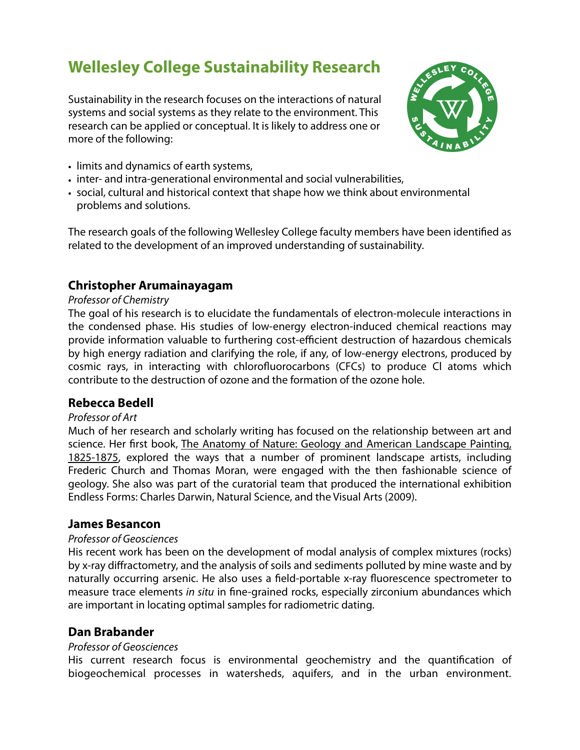# Wellesley College Sustainability Research

Sustainability in the research focuses on the interactions of natural systems and social systems as they relate to the environment. This research can be applied or conceptual. It is likely to address one or more of the following:

- limits and dynamics of earth systems,
- inter- and intra-generational environmental and social vulnerabilities,
- social, cultural and historical context that shape how we think about environmental problems and solutions.

The research goals of the following Wellesley College faculty members have been identified as related to the development of an improved understanding of sustainability.

## Christopher Arumainayagam

*Professor of Chemistry*

The goal of his research is to elucidate the fundamentals of electron-molecule interactions in the condensed phase. His studies of low-energy electron-induced chemical reactions may provide information valuable to furthering cost-efficient destruction of hazardous chemicals by high energy radiation and clarifying the role, if any, of low-energy electrons, produced by cosmic rays, in interacting with chlorofluorocarbons (CFCs) to produce Cl atoms which contribute to the destruction of ozone and the formation of the ozone hole.

## Rebecca Bedell

*Professor of Art*

Much of her research and scholarly writing has focused on the relationship between art and science. Her first book, The Anatomy of Nature: Geology and American Landscape Painting, 1825-1875, explored the ways that a number of prominent landscape artists, including Frederic Church and Thomas Moran, were engaged with the then fashionable science of geology. She also was part of the curatorial team that produced the international exhibition Endless Forms: Charles Darwin, Natural Science, and the Visual Arts (2009).

## James Besancon

*Professor of Geosciences*

His recent work has been on the development of modal analysis of complex mixtures (rocks) by x-ray diffractometry, and the analysis of soils and sediments polluted by mine waste and by naturally occurring arsenic. He also uses a field-portable x-ray fluorescence spectrometer to measure trace elements *in situ* in fine-grained rocks, especially zirconium abundances which are important in locating optimal samples for radiometric dating.

## Dan Brabander

*Professor of Geosciences*

His current research focus is environmental geochemistry and the quantification of biogeochemical processes in watersheds, aquifers, and in the urban environment.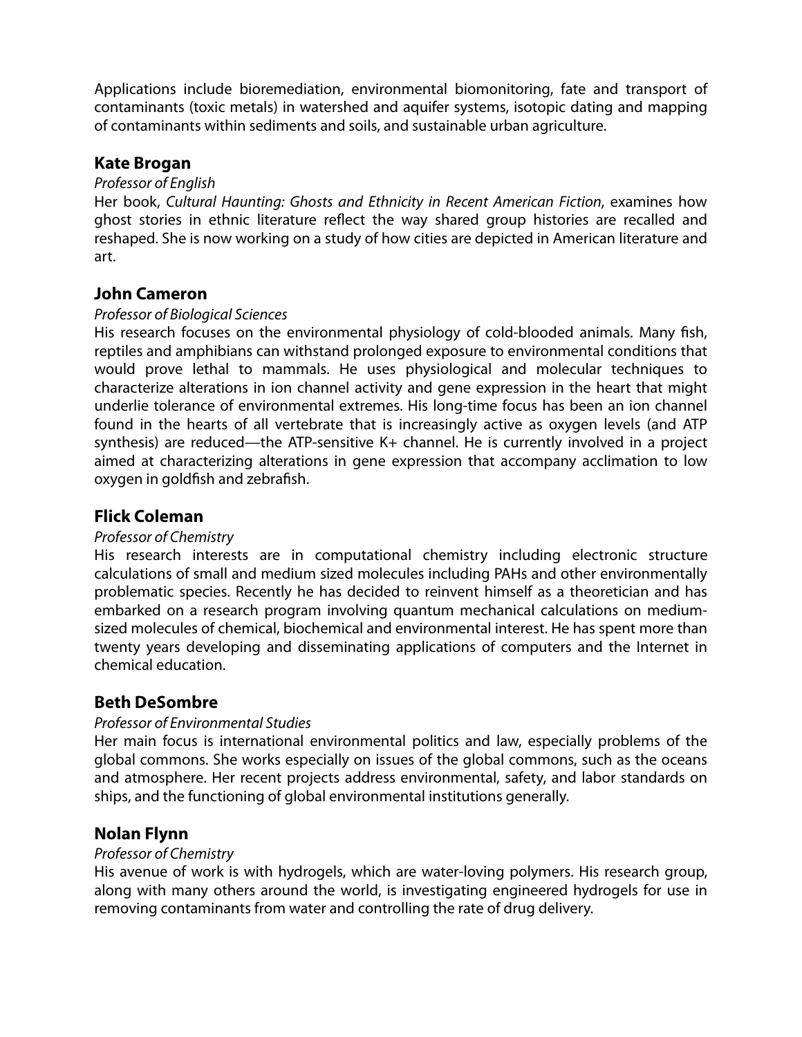Applications include bioremediation, environmental biomonitoring, fate and transport of contaminants (toxic metals) in watershed and aquifer systems, isotopic dating and mapping of contaminants within sediments and soils, and sustainable urban agriculture.

## Kate Brogan

*Professor of English*

Her book, *Cultural Haunting: Ghosts and Ethnicity in Recent American Fiction*, examines how ghost stories in ethnic literature reflect the way shared group histories are recalled and reshaped. She is now working on a study of how cities are depicted in American literature and art.

## John Cameron

*Professor of Biological Sciences*

His research focuses on the environmental physiology of cold-blooded animals. Many fish, reptiles and amphibians can withstand prolonged exposure to environmental conditions that would prove lethal to mammals. He uses physiological and molecular techniques to characterize alterations in ion channel activity and gene expression in the heart that might underlie tolerance of environmental extremes. His long-time focus has been an ion channel found in the hearts of all vertebrate that is increasingly active as oxygen levels (and ATP synthesis) are reduced—the ATP-sensitive $K^+$ channel. He is currently involved in a project aimed at characterizing alterations in gene expression that accompany acclimation to low oxygen in goldfish and zebrafish.

## Flick Coleman

*Professor of Chemistry*

His research interests are in computational chemistry including electronic structure calculations of small and medium sized molecules including PAHs and other environmentally problematic species. Recently he has decided to reinvent himself as a theoretician and has embarked on a research program involving quantum mechanical calculations on medium-sized molecules of chemical, biochemical and environmental interest. He has spent more than twenty years developing and disseminating applications of computers and the Internet in chemical education.

## Beth DeSombre

*Professor of Environmental Studies*

Her main focus is international environmental politics and law, especially problems of the global commons. She works especially on issues of the global commons, such as the oceans and atmosphere. Her recent projects address environmental, safety, and labor standards on ships, and the functioning of global environmental institutions generally.

## Nolan Flynn

*Professor of Chemistry*

His avenue of work is with hydrogels, which are water-loving polymers. His research group, along with many others around the world, is investigating engineered hydrogels for use in removing contaminants from water and controlling the rate of drug delivery.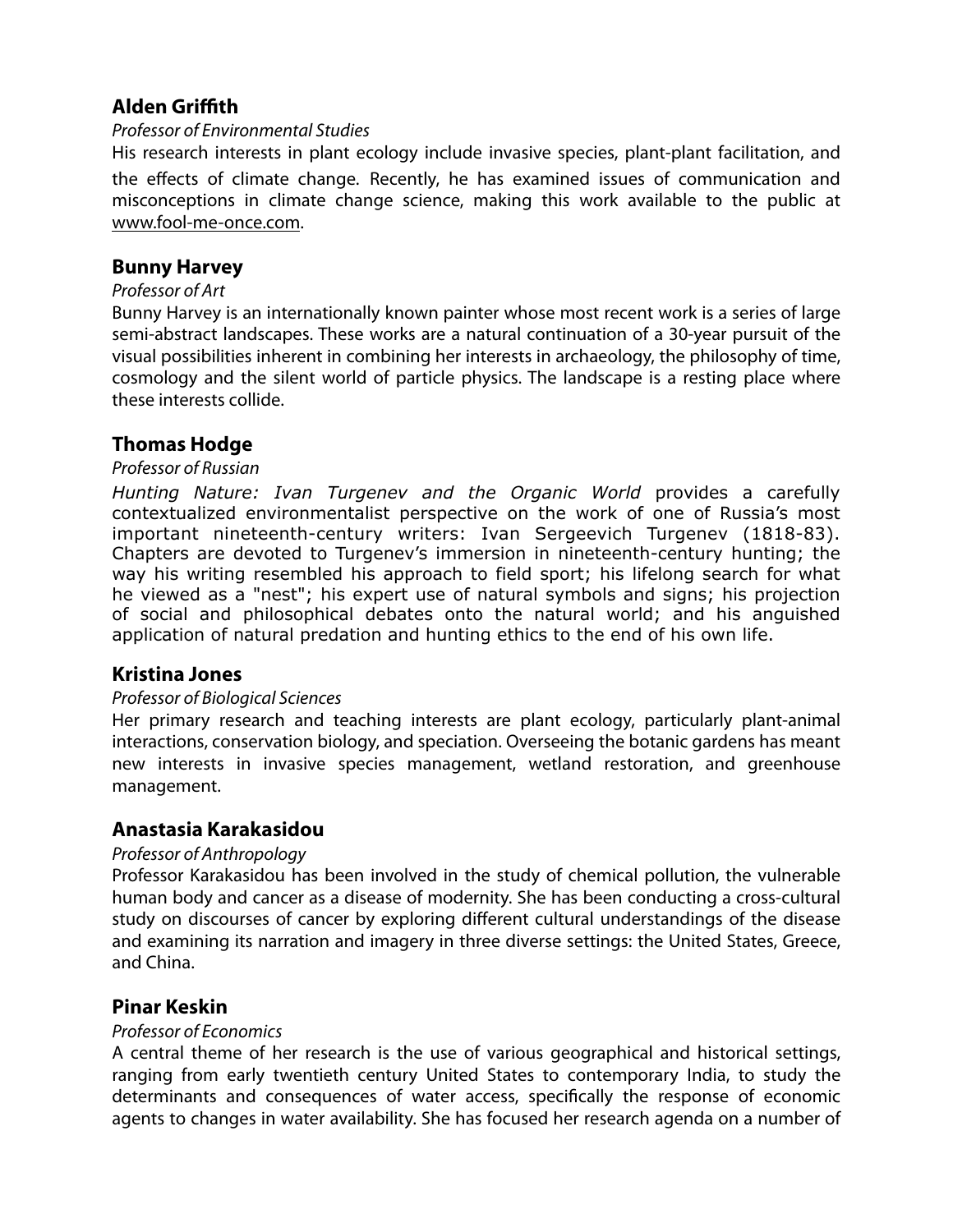### Alden Griffith

*Professor of Environmental Studies*

His research interests in plant ecology include invasive species, plant-plant facilitation, and the effects of climate change. Recently, he has examined issues of communication and misconceptions in climate change science, making this work available to the public at www.fool-me-once.com.

### Bunny Harvey

*Professor of Art*

Bunny Harvey is an internationally known painter whose most recent work is a series of large semi-abstract landscapes. These works are a natural continuation of a 30-year pursuit of the visual possibilities inherent in combining her interests in archaeology, the philosophy of time, cosmology and the silent world of particle physics. The landscape is a resting place where these interests collide.

### Thomas Hodge

*Professor of Russian*

*Hunting Nature: Ivan Turgenev and the Organic World* provides a carefully contextualized environmentalist perspective on the work of one of Russia's most important nineteenth-century writers: Ivan Sergeevich Turgenev (1818-83). Chapters are devoted to Turgenev's immersion in nineteenth-century hunting; the way his writing resembled his approach to field sport; his lifelong search for what he viewed as a "nest"; his expert use of natural symbols and signs; his projection of social and philosophical debates onto the natural world; and his anguished application of natural predation and hunting ethics to the end of his own life.

### Kristina Jones

*Professor of Biological Sciences*

Her primary research and teaching interests are plant ecology, particularly plant-animal interactions, conservation biology, and speciation. Overseeing the botanic gardens has meant new interests in invasive species management, wetland restoration, and greenhouse management.

### Anastasia Karakasidou

*Professor of Anthropology*

Professor Karakasidou has been involved in the study of chemical pollution, the vulnerable human body and cancer as a disease of modernity. She has been conducting a cross-cultural study on discourses of cancer by exploring different cultural understandings of the disease and examining its narration and imagery in three diverse settings: the United States, Greece, and China.

### Pinar Keskin

*Professor of Economics*

A central theme of her research is the use of various geographical and historical settings, ranging from early twentieth century United States to contemporary India, to study the determinants and consequences of water access, specifically the response of economic agents to changes in water availability. She has focused her research agenda on a number of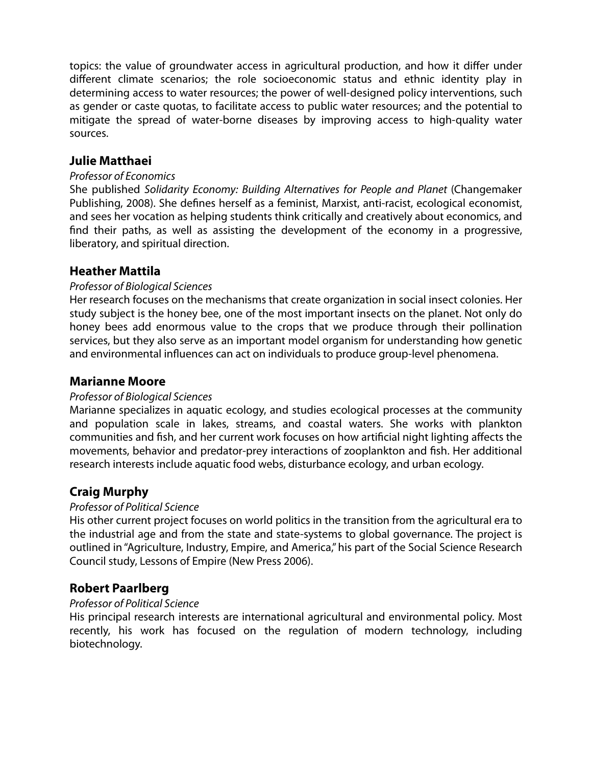topics: the value of groundwater access in agricultural production, and how it differ under different climate scenarios; the role socioeconomic status and ethnic identity play in determining access to water resources; the power of well-designed policy interventions, such as gender or caste quotas, to facilitate access to public water resources; and the potential to mitigate the spread of water-borne diseases by improving access to high-quality water sources.

## Julie Matthaei

*Professor of Economics*

She published *Solidarity Economy: Building Alternatives for People and Planet* (Changemaker Publishing, 2008). She defines herself as a feminist, Marxist, anti-racist, ecological economist, and sees her vocation as helping students think critically and creatively about economics, and find their paths, as well as assisting the development of the economy in a progressive, liberatory, and spiritual direction.

## Heather Mattila

*Professor of Biological Sciences*

Her research focuses on the mechanisms that create organization in social insect colonies. Her study subject is the honey bee, one of the most important insects on the planet. Not only do honey bees add enormous value to the crops that we produce through their pollination services, but they also serve as an important model organism for understanding how genetic and environmental influences can act on individuals to produce group-level phenomena.

## Marianne Moore

*Professor of Biological Sciences*

Marianne specializes in aquatic ecology, and studies ecological processes at the community and population scale in lakes, streams, and coastal waters. She works with plankton communities and fish, and her current work focuses on how artificial night lighting affects the movements, behavior and predator-prey interactions of zooplankton and fish. Her additional research interests include aquatic food webs, disturbance ecology, and urban ecology.

## Craig Murphy

*Professor of Political Science*

His other current project focuses on world politics in the transition from the agricultural era to the industrial age and from the state and state-systems to global governance. The project is outlined in "Agriculture, Industry, Empire, and America," his part of the Social Science Research Council study, Lessons of Empire (New Press 2006).

## Robert Paarlberg

*Professor of Political Science*

His principal research interests are international agricultural and environmental policy. Most recently, his work has focused on the regulation of modern technology, including biotechnology.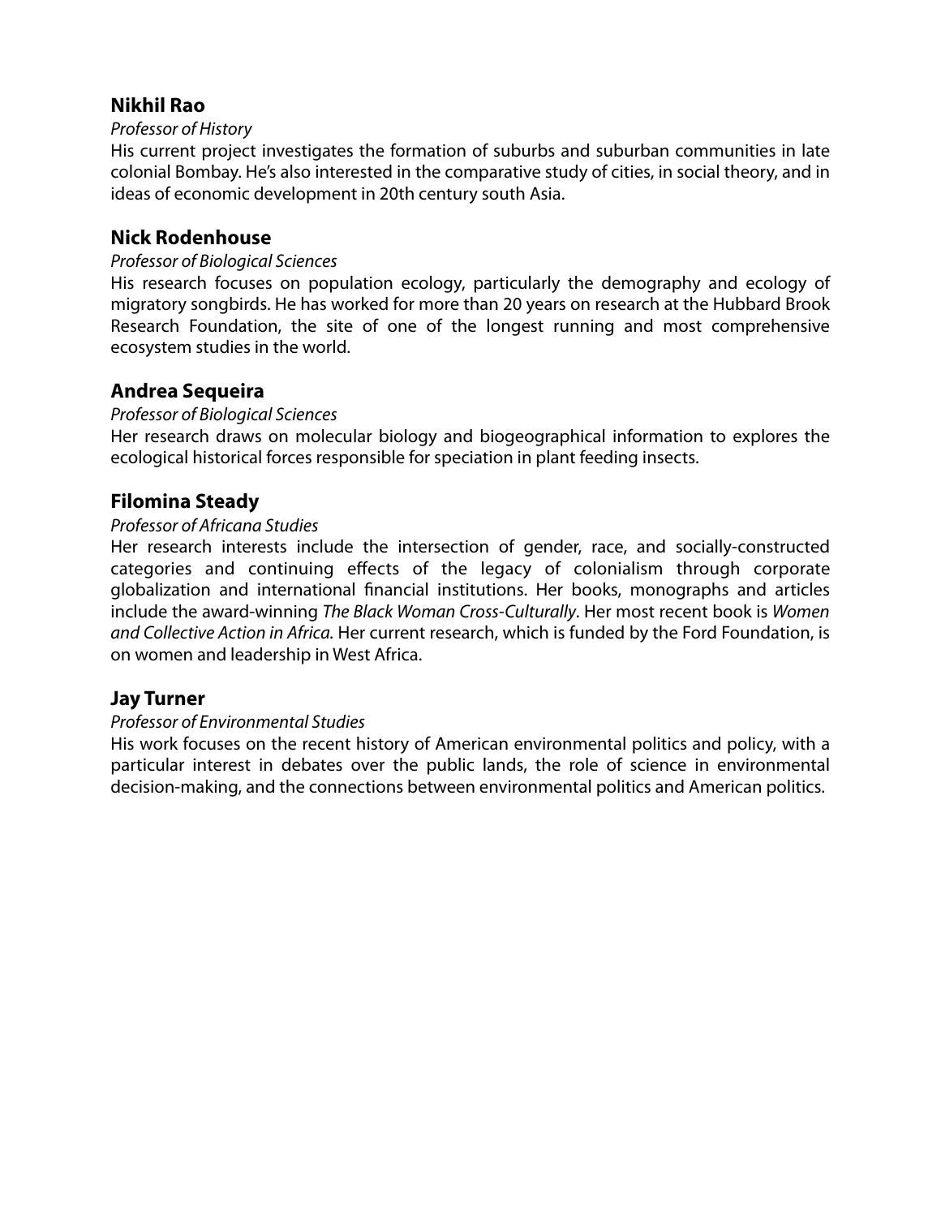**Nikhil Rao**

*Professor of History*

His current project investigates the formation of suburbs and suburban communities in late colonial Bombay. He's also interested in the comparative study of cities, in social theory, and in ideas of economic development in 20th century south Asia.

**Nick Rodenhouse**

*Professor of Biological Sciences*

His research focuses on population ecology, particularly the demography and ecology of migratory songbirds. He has worked for more than 20 years on research at the Hubbard Brook Research Foundation, the site of one of the longest running and most comprehensive ecosystem studies in the world.

**Andrea Sequeira**

*Professor of Biological Sciences*

Her research draws on molecular biology and biogeographical information to explores the ecological historical forces responsible for speciation in plant feeding insects.

**Filomina Steady**

*Professor of Africana Studies*

Her research interests include the intersection of gender, race, and socially-constructed categories and continuing effects of the legacy of colonialism through corporate globalization and international financial institutions. Her books, monographs and articles include the award-winning *The Black Woman Cross-Culturally*. Her most recent book is *Women and Collective Action in Africa.* Her current research, which is funded by the Ford Foundation, is on women and leadership in West Africa.

**Jay Turner**

*Professor of Environmental Studies*

His work focuses on the recent history of American environmental politics and policy, with a particular interest in debates over the public lands, the role of science in environmental decision-making, and the connections between environmental politics and American politics.